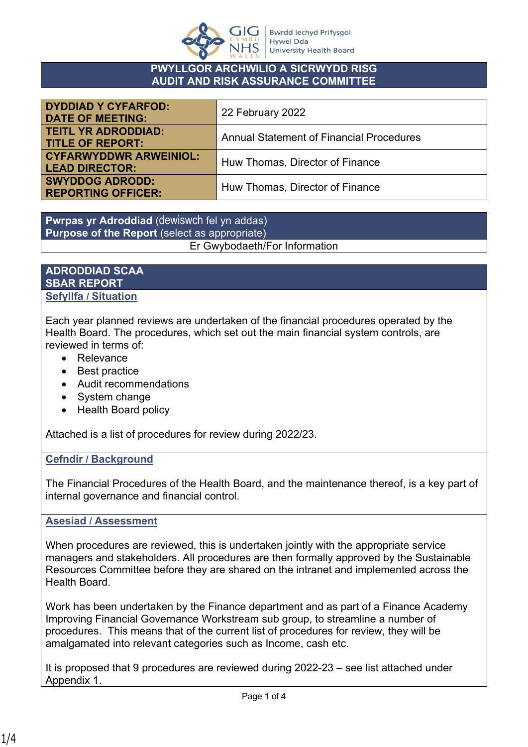Bwrdd Iechyd Prifysgol Hywel Dda University Health Board

# PWYLLGOR ARCHWILIO A SICRWYDD RISG
# AUDIT AND RISK ASSURANCE COMMITTEE

| | |
|---|---|
| **DYDDIAD Y CYFARFOD: DATE OF MEETING:** | 22 February 2022 |
| **TEITL YR ADRODDIAD: TITLE OF REPORT:** | Annual Statement of Financial Procedures |
| **CYFARWYDDWR ARWEINIOL: LEAD DIRECTOR:** | Huw Thomas, Director of Finance |
| **SWYDDOG ADRODD: REPORTING OFFICER:** | Huw Thomas, Director of Finance |

| **Pwrpas yr Adroddiad** (dewiswch fel yn addas) **Purpose of the Report** (select as appropriate) |
|---|
| Er Gwybodaeth/For Information |

## ADRODDIAD SCAA
## SBAR REPORT

### Sefyllfa / Situation

Each year planned reviews are undertaken of the financial procedures operated by the Health Board. The procedures, which set out the main financial system controls, are reviewed in terms of:

- Relevance
- Best practice
- Audit recommendations
- System change
- Health Board policy

Attached is a list of procedures for review during 2022/23.

### Cefndir / Background

The Financial Procedures of the Health Board, and the maintenance thereof, is a key part of internal governance and financial control.

### Asesiad / Assessment

When procedures are reviewed, this is undertaken jointly with the appropriate service managers and stakeholders. All procedures are then formally approved by the Sustainable Resources Committee before they are shared on the intranet and implemented across the Health Board.

Work has been undertaken by the Finance department and as part of a Finance Academy Improving Financial Governance Workstream sub group, to streamline a number of procedures. This means that of the current list of procedures for review, they will be amalgamated into relevant categories such as Income, cash etc.

It is proposed that 9 procedures are reviewed during 2022-23 – see list attached under Appendix 1.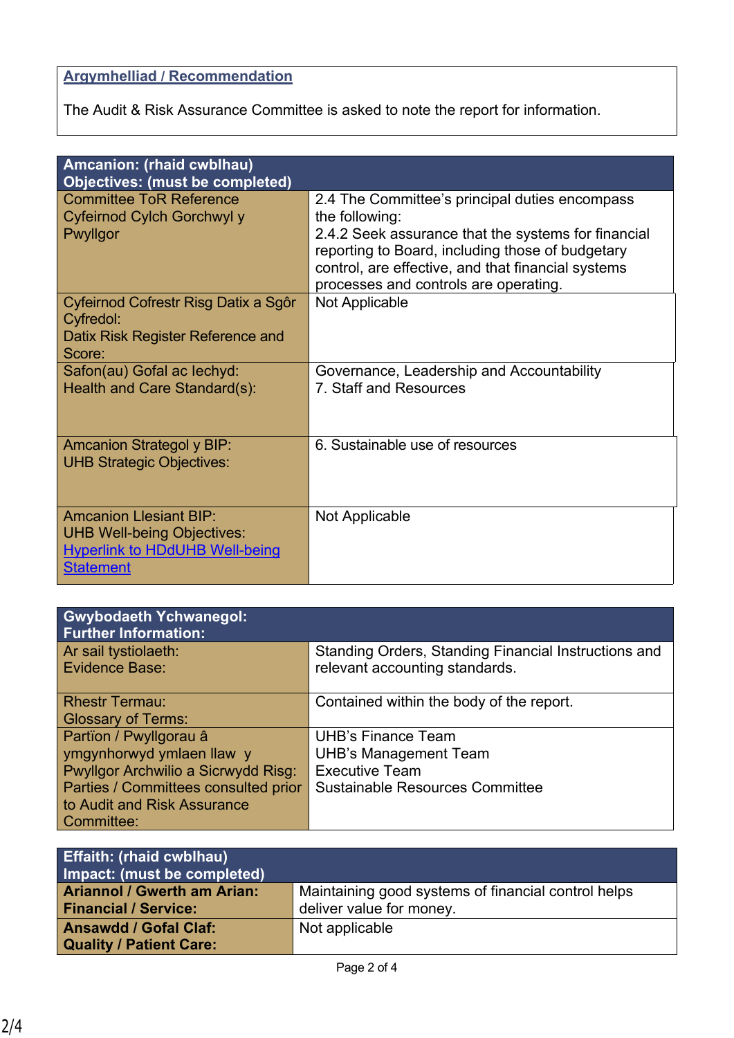| **Argymhelliad / Recommendation** |
|---|
| The Audit & Risk Assurance Committee is asked to note the report for information. |

| **Amcanion: (rhaid cwblhau)**<br>**Objectives: (must be completed)** | |
|---|---|
| Committee ToR Reference<br>Cyfeirnod Cylch Gorchwyl y Pwyllgor | 2.4 The Committee's principal duties encompass the following:<br>2.4.2 Seek assurance that the systems for financial reporting to Board, including those of budgetary control, are effective, and that financial systems processes and controls are operating. |
| Cyfeirnod Cofrestr Risg Datix a Sgôr Cyfredol:<br>Datix Risk Register Reference and Score: | Not Applicable |
| Safon(au) Gofal ac Iechyd:<br>Health and Care Standard(s): | Governance, Leadership and Accountability<br>7. Staff and Resources |
| Amcanion Strategol y BIP:<br>UHB Strategic Objectives: | 6. Sustainable use of resources |
| Amcanion Llesiant BIP:<br>UHB Well-being Objectives:<br>Hyperlink to HDdUHB Well-being Statement | Not Applicable |

| **Gwybodaeth Ychwanegol:**<br>**Further Information:** | |
|---|---|
| Ar sail tystiolaeth:<br>Evidence Base: | Standing Orders, Standing Financial Instructions and relevant accounting standards. |
| Rhestr Termau:<br>Glossary of Terms: | Contained within the body of the report. |
| Partïon / Pwyllgorau â ymgynhorwyd ymlaen llaw y Pwyllgor Archwilio a Sicrwydd Risg:<br>Parties / Committees consulted prior to Audit and Risk Assurance Committee: | UHB's Finance Team<br>UHB's Management Team<br>Executive Team<br>Sustainable Resources Committee |

| **Effaith: (rhaid cwblhau)**<br>**Impact: (must be completed)** | |
|---|---|
| **Ariannol / Gwerth am Arian:**<br>**Financial / Service:** | Maintaining good systems of financial control helps deliver value for money. |
| **Ansawdd / Gofal Claf:**<br>**Quality / Patient Care:** | Not applicable |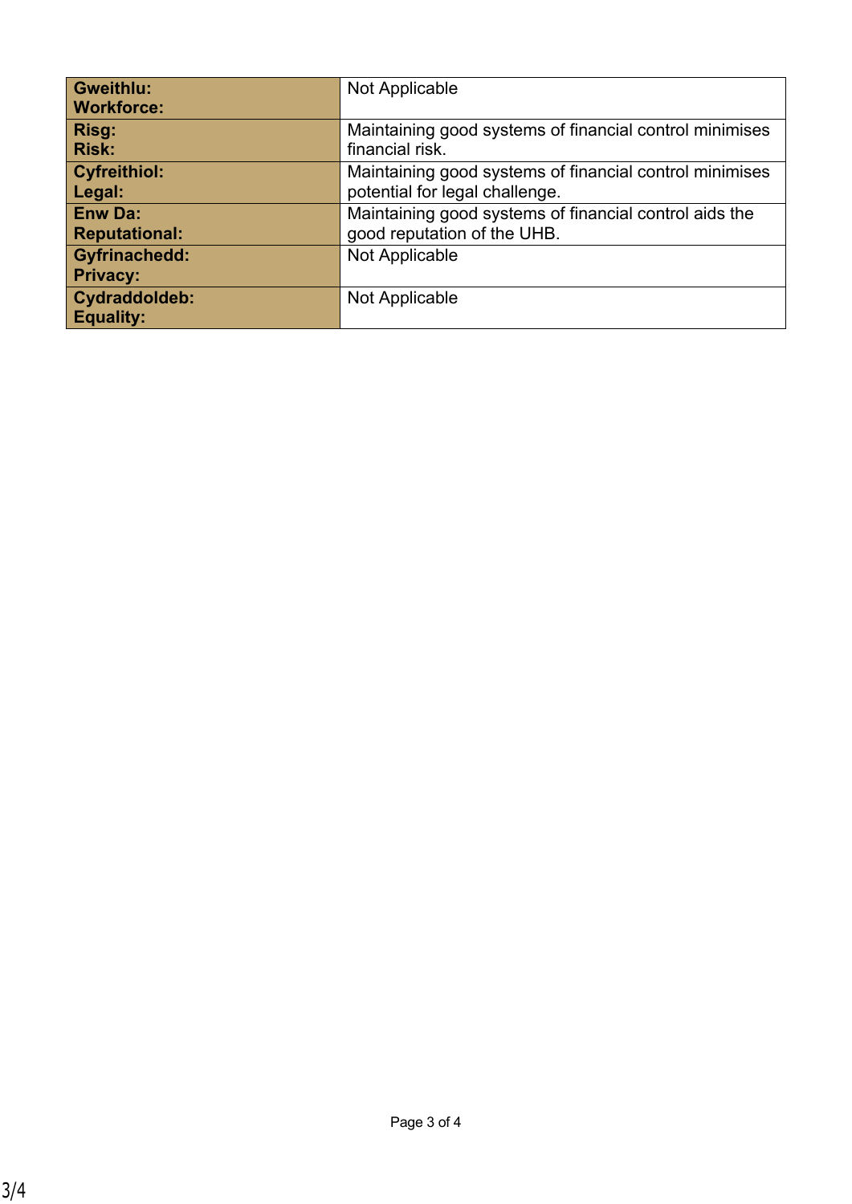| | |
|---|---|
| **Gweithlu: Workforce:** | Not Applicable |
| **Risg: Risk:** | Maintaining good systems of financial control minimises financial risk. |
| **Cyfreithiol: Legal:** | Maintaining good systems of financial control minimises potential for legal challenge. |
| **Enw Da: Reputational:** | Maintaining good systems of financial control aids the good reputation of the UHB. |
| **Gyfrinachedd: Privacy:** | Not Applicable |
| **Cydraddoldeb: Equality:** | Not Applicable |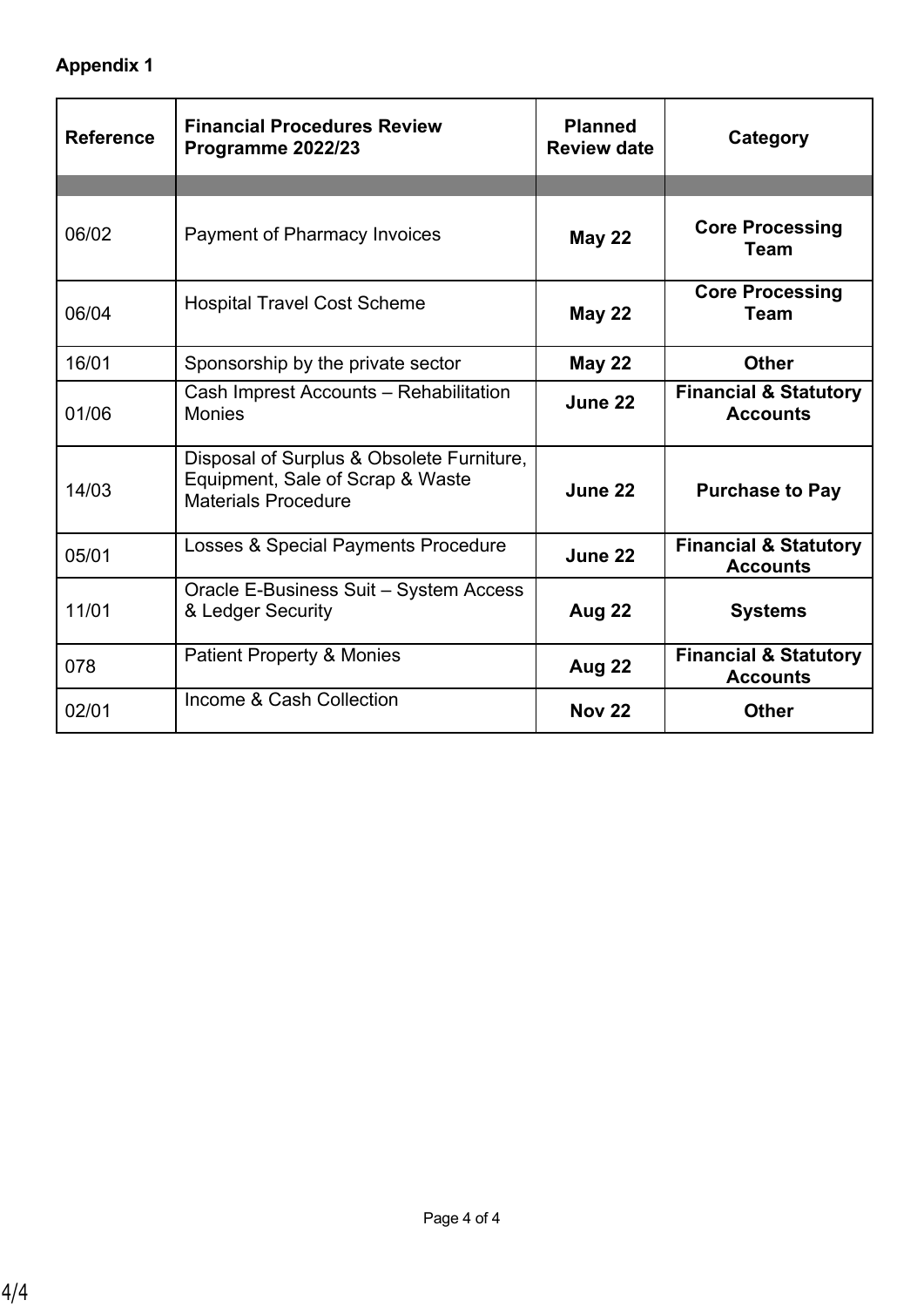**Appendix 1**

| Reference | Financial Procedures Review Programme 2022/23 | Planned Review date | Category |
|---|---|---|---|
| | | | |
| 06/02 | Payment of Pharmacy Invoices | **May 22** | **Core Processing Team** |
| 06/04 | Hospital Travel Cost Scheme | **May 22** | **Core Processing Team** |
| 16/01 | Sponsorship by the private sector | **May 22** | **Other** |
| 01/06 | Cash Imprest Accounts – Rehabilitation Monies | **June 22** | **Financial & Statutory Accounts** |
| 14/03 | Disposal of Surplus & Obsolete Furniture, Equipment, Sale of Scrap & Waste Materials Procedure | **June 22** | **Purchase to Pay** |
| 05/01 | Losses & Special Payments Procedure | **June 22** | **Financial & Statutory Accounts** |
| 11/01 | Oracle E-Business Suit – System Access & Ledger Security | **Aug 22** | **Systems** |
| 078 | Patient Property & Monies | **Aug 22** | **Financial & Statutory Accounts** |
| 02/01 | Income & Cash Collection | **Nov 22** | **Other** |